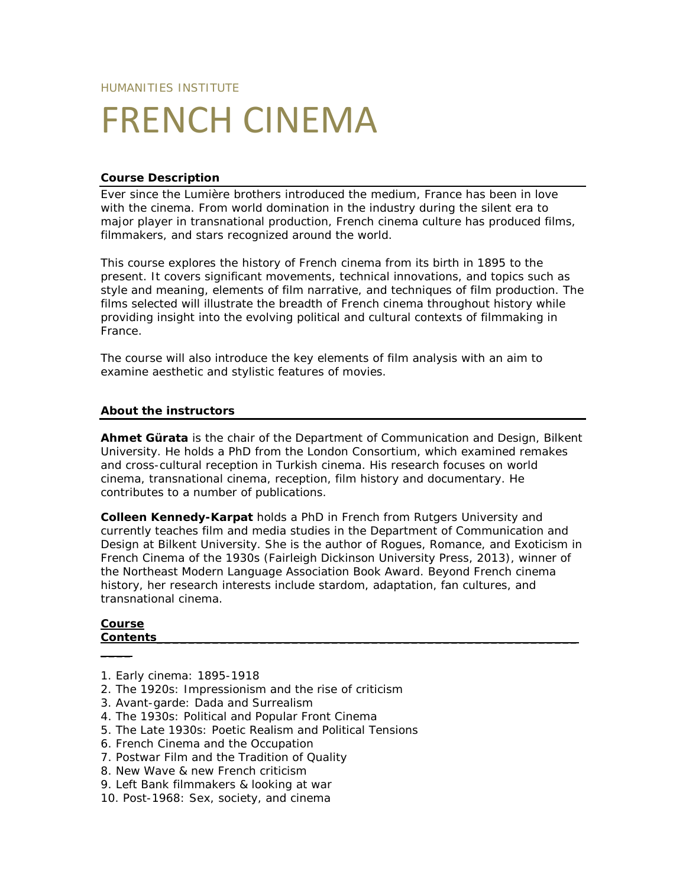HUMANITIES INSTITUTE

# FRENCH CINEMA

## Course Description

Ever since the Lumière brothers introduced the medium, France has been in love with the cinema. From world domination in the industry during the silent era to major player in transnational production, French cinema culture has produced films, filmmakers, and stars recognized around the world.

This course explores the history of French cinema from its birth in 1895 to the present. It covers significant movements, technical innovations, and topics such as style and meaning, elements of film narrative, and techniques of film production. The films selected will illustrate the breadth of French cinema throughout history while providing insight into the evolving political and cultural contexts of filmmaking in France.

The course will also introduce the key elements of film analysis with an aim to examine aesthetic and stylistic features of movies.

## About the instructors

**Ahmet Gürata** is the chair of the Department of Communication and Design, Bilkent University. He holds a PhD from the London Consortium, which examined remakes and cross-cultural reception in Turkish cinema. His research focuses on world cinema, transnational cinema, reception, film history and documentary. He contributes to a number of publications.

**Colleen Kennedy-Karpat** holds a PhD in French from Rutgers University and currently teaches film and media studies in the Department of Communication and Design at Bilkent University. She is the author of Rogues, Romance, and Exoticism in French Cinema of the 1930s (Fairleigh Dickinson University Press, 2013), winner of the Northeast Modern Language Association Book Award. Beyond French cinema history, her research interests include stardom, adaptation, fan cultures, and transnational cinema.

## Course Contents

1. Early cinema: 1895-1918
2. The 1920s: Impressionism and the rise of criticism
3. Avant-garde: Dada and Surrealism
4. The 1930s: Political and Popular Front Cinema
5. The Late 1930s: Poetic Realism and Political Tensions
6. French Cinema and the Occupation
7. Postwar Film and the Tradition of Quality
8. New Wave & new French criticism
9. Left Bank filmmakers & looking at war
10. Post-1968: Sex, society, and cinema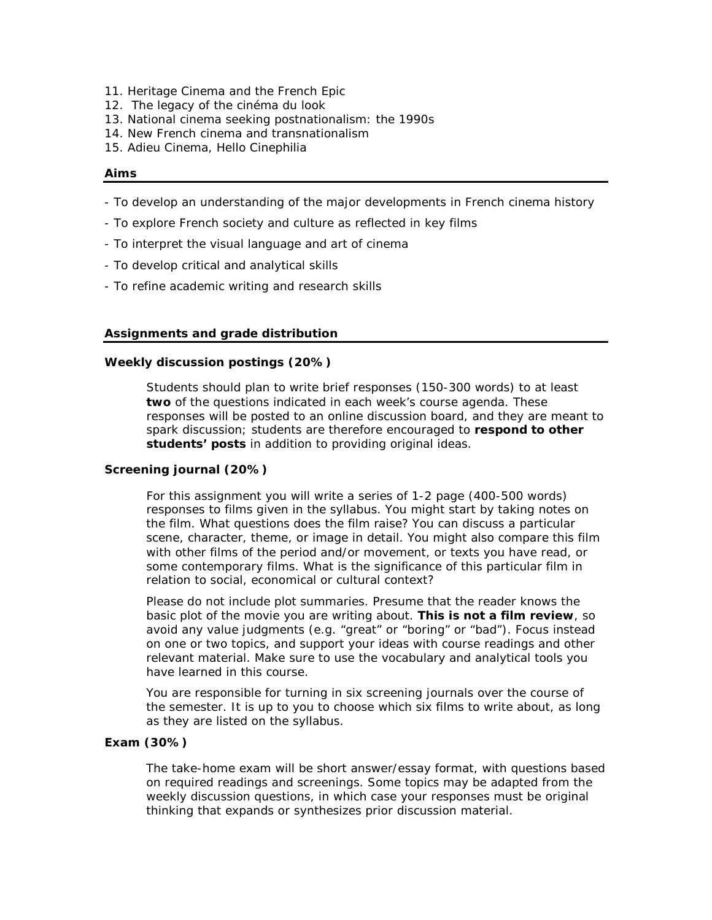11. Heritage Cinema and the French Epic
12. The legacy of the cinéma du look
13. National cinema seeking postnationalism: the 1990s
14. New French cinema and transnationalism
15. Adieu Cinema, Hello Cinephilia

## Aims

- To develop an understanding of the major developments in French cinema history
- To explore French society and culture as reflected in key films
- To interpret the visual language and art of cinema
- To develop critical and analytical skills
- To refine academic writing and research skills

## Assignments and grade distribution

### Weekly discussion postings (20%)

Students should plan to write brief responses (150-300 words) to at least **two** of the questions indicated in each week's course agenda. These responses will be posted to an online discussion board, and they are meant to spark discussion; students are therefore encouraged to **respond to other students' posts** in addition to providing original ideas.

### Screening journal (20%)

For this assignment you will write a series of 1-2 page (400-500 words) responses to films given in the syllabus. You might start by taking notes on the film. What questions does the film raise? You can discuss a particular scene, character, theme, or image in detail. You might also compare this film with other films of the period and/or movement, or texts you have read, or some contemporary films. What is the significance of this particular film in relation to social, economical or cultural context?

Please do not include plot summaries. Presume that the reader knows the basic plot of the movie you are writing about. **This is not a film review**, so avoid any value judgments (e.g. "great" or "boring" or "bad"). Focus instead on one or two topics, and support your ideas with course readings and other relevant material. Make sure to use the vocabulary and analytical tools you have learned in this course.

You are responsible for turning in six screening journals over the course of the semester. It is up to you to choose which six films to write about, as long as they are listed on the syllabus.

### Exam (30%)

The take-home exam will be short answer/essay format, with questions based on required readings and screenings. Some topics may be adapted from the weekly discussion questions, in which case your responses must be original thinking that expands or synthesizes prior discussion material.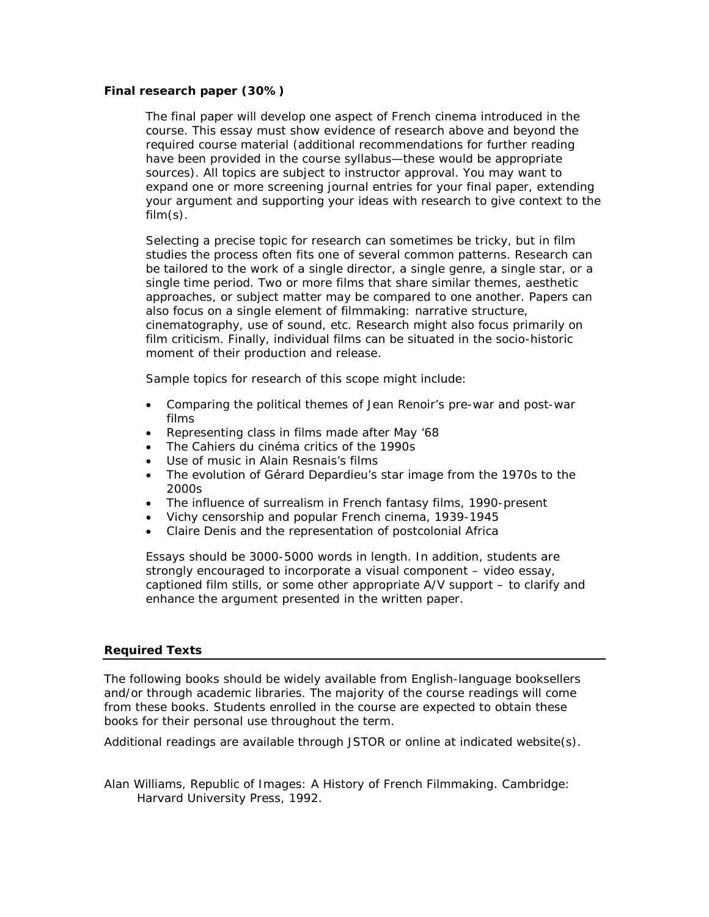**Final research paper (30%)**

The final paper will develop one aspect of French cinema introduced in the course. This essay must show evidence of research above and beyond the required course material (additional recommendations for further reading have been provided in the course syllabus—these would be appropriate sources). All topics are subject to instructor approval. You may want to expand one or more screening journal entries for your final paper, extending your argument and supporting your ideas with research to give context to the film(s).

Selecting a precise topic for research can sometimes be tricky, but in film studies the process often fits one of several common patterns. Research can be tailored to the work of a single director, a single genre, a single star, or a single time period. Two or more films that share similar themes, aesthetic approaches, or subject matter may be compared to one another. Papers can also focus on a single element of filmmaking: narrative structure, cinematography, use of sound, etc. Research might also focus primarily on film criticism. Finally, individual films can be situated in the socio-historic moment of their production and release.

Sample topics for research of this scope might include:

- Comparing the political themes of Jean Renoir's pre-war and post-war films
- Representing class in films made after May '68
- The Cahiers du cinéma critics of the 1990s
- Use of music in Alain Resnais's films
- The evolution of Gérard Depardieu's star image from the 1970s to the 2000s
- The influence of surrealism in French fantasy films, 1990-present
- Vichy censorship and popular French cinema, 1939-1945
- Claire Denis and the representation of postcolonial Africa

Essays should be 3000-5000 words in length. In addition, students are strongly encouraged to incorporate a visual component – video essay, captioned film stills, or some other appropriate A/V support – to clarify and enhance the argument presented in the written paper.

## Required Texts

The following books should be widely available from English-language booksellers and/or through academic libraries. The majority of the course readings will come from these books. Students enrolled in the course are expected to obtain these books for their personal use throughout the term.

Additional readings are available through JSTOR or online at indicated website(s).

Alan Williams, Republic of Images: A History of French Filmmaking. Cambridge: Harvard University Press, 1992.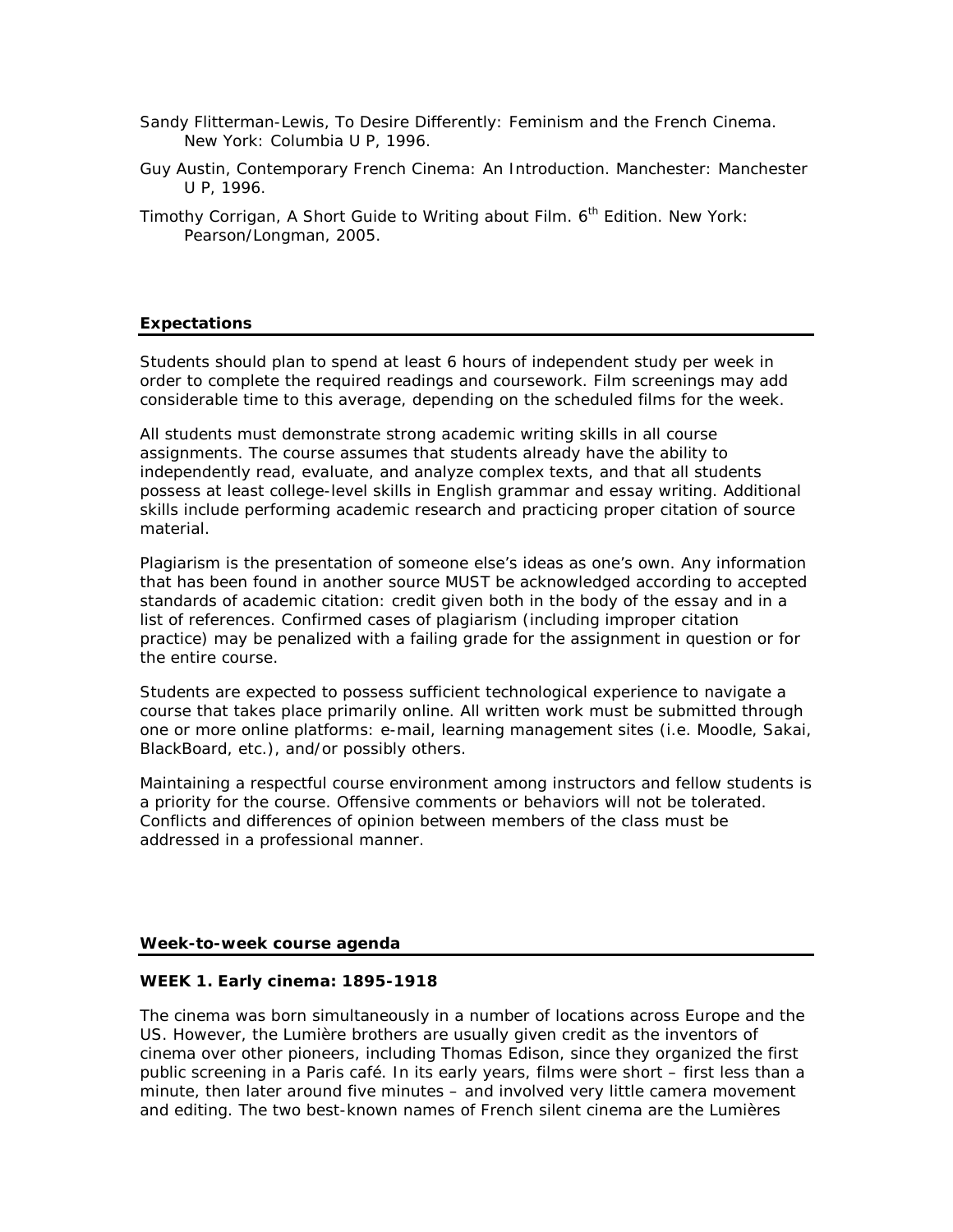Sandy Flitterman-Lewis, To Desire Differently: Feminism and the French Cinema. New York: Columbia U P, 1996.

Guy Austin, Contemporary French Cinema: An Introduction. Manchester: Manchester U P, 1996.

Timothy Corrigan, A Short Guide to Writing about Film. 6th Edition. New York: Pearson/Longman, 2005.

## Expectations

Students should plan to spend at least 6 hours of independent study per week in order to complete the required readings and coursework. Film screenings may add considerable time to this average, depending on the scheduled films for the week.

All students must demonstrate strong academic writing skills in all course assignments. The course assumes that students already have the ability to independently read, evaluate, and analyze complex texts, and that all students possess at least college-level skills in English grammar and essay writing. Additional skills include performing academic research and practicing proper citation of source material.

Plagiarism is the presentation of someone else's ideas as one's own. Any information that has been found in another source MUST be acknowledged according to accepted standards of academic citation: credit given both in the body of the essay and in a list of references. Confirmed cases of plagiarism (including improper citation practice) may be penalized with a failing grade for the assignment in question or for the entire course.

Students are expected to possess sufficient technological experience to navigate a course that takes place primarily online. All written work must be submitted through one or more online platforms: e-mail, learning management sites (i.e. Moodle, Sakai, BlackBoard, etc.), and/or possibly others.

Maintaining a respectful course environment among instructors and fellow students is a priority for the course. Offensive comments or behaviors will not be tolerated. Conflicts and differences of opinion between members of the class must be addressed in a professional manner.

## Week-to-week course agenda

### WEEK 1. Early cinema: 1895-1918

The cinema was born simultaneously in a number of locations across Europe and the US. However, the Lumière brothers are usually given credit as the inventors of cinema over other pioneers, including Thomas Edison, since they organized the first public screening in a Paris café. In its early years, films were short – first less than a minute, then later around five minutes – and involved very little camera movement and editing. The two best-known names of French silent cinema are the Lumières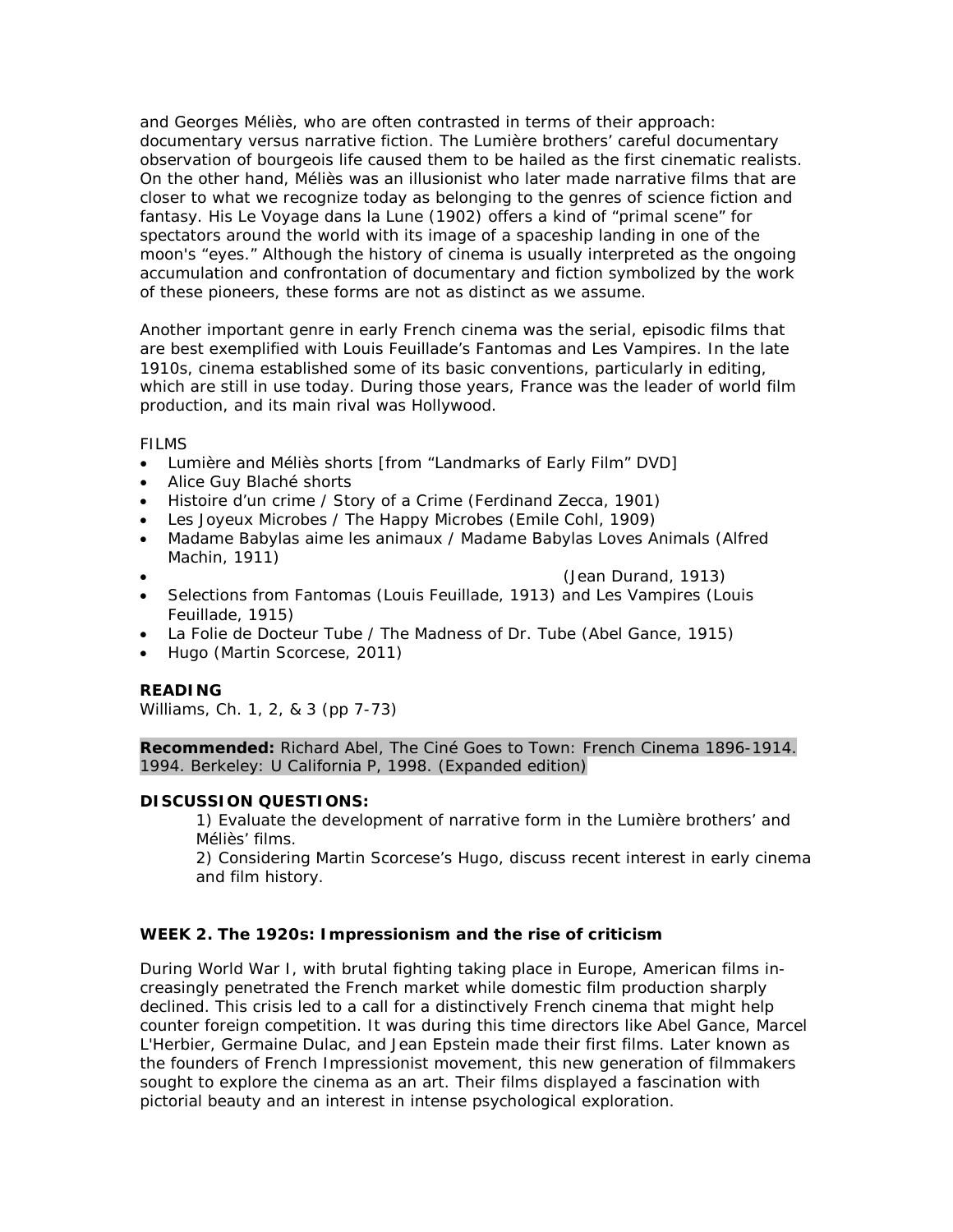and Georges Méliès, who are often contrasted in terms of their approach: documentary versus narrative fiction. The Lumière brothers' careful documentary observation of bourgeois life caused them to be hailed as the first cinematic realists. On the other hand, Méliès was an illusionist who later made narrative films that are closer to what we recognize today as belonging to the genres of science fiction and fantasy. His Le Voyage dans la Lune (1902) offers a kind of "primal scene" for spectators around the world with its image of a spaceship landing in one of the moon's "eyes." Although the history of cinema is usually interpreted as the ongoing accumulation and confrontation of documentary and fiction symbolized by the work of these pioneers, these forms are not as distinct as we assume.

Another important genre in early French cinema was the serial, episodic films that are best exemplified with Louis Feuillade's Fantomas and Les Vampires. In the late 1910s, cinema established some of its basic conventions, particularly in editing, which are still in use today. During those years, France was the leader of world film production, and its main rival was Hollywood.

FILMS

- Lumière and Méliès shorts [from "Landmarks of Early Film" DVD]
- Alice Guy Blaché shorts
- Histoire d'un crime / Story of a Crime (Ferdinand Zecca, 1901)
- Les Joyeux Microbes / The Happy Microbes (Emile Cohl, 1909)
- Madame Babylas aime les animaux / Madame Babylas Loves Animals (Alfred Machin, 1911)
- (Jean Durand, 1913)
- Selections from Fantomas (Louis Feuillade, 1913) and Les Vampires (Louis Feuillade, 1915)
- La Folie de Docteur Tube / The Madness of Dr. Tube (Abel Gance, 1915)
- Hugo (Martin Scorcese, 2011)

**READING**

Williams, Ch. 1, 2, & 3 (pp 7-73)

**Recommended:** Richard Abel, The Ciné Goes to Town: French Cinema 1896-1914. 1994. Berkeley: U California P, 1998. (Expanded edition)

**DISCUSSION QUESTIONS:**

1) Evaluate the development of narrative form in the Lumière brothers' and Méliès' films.

2) Considering Martin Scorcese's Hugo, discuss recent interest in early cinema and film history.

**WEEK 2. The 1920s: Impressionism and the rise of criticism**

During World War I, with brutal fighting taking place in Europe, American films increasingly penetrated the French market while domestic film production sharply declined. This crisis led to a call for a distinctively French cinema that might help counter foreign competition. It was during this time directors like Abel Gance, Marcel L'Herbier, Germaine Dulac, and Jean Epstein made their first films. Later known as the founders of French Impressionist movement, this new generation of filmmakers sought to explore the cinema as an art. Their films displayed a fascination with pictorial beauty and an interest in intense psychological exploration.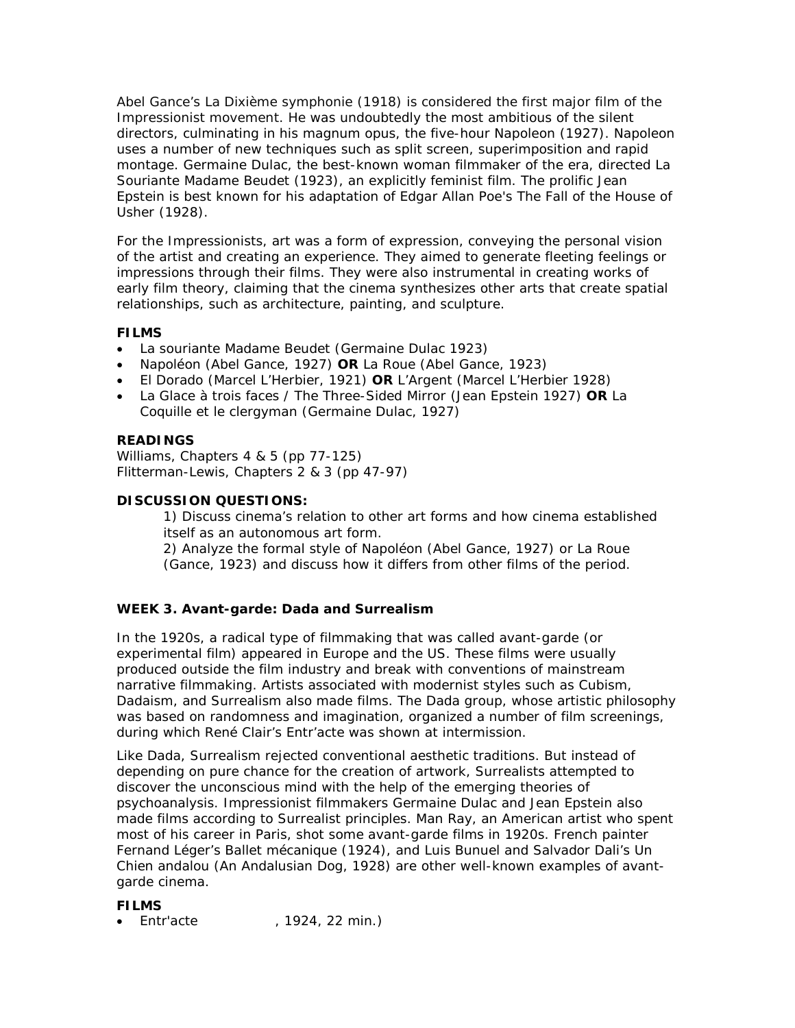Abel Gance's La Dixième symphonie (1918) is considered the first major film of the Impressionist movement. He was undoubtedly the most ambitious of the silent directors, culminating in his magnum opus, the five-hour Napoleon (1927). Napoleon uses a number of new techniques such as split screen, superimposition and rapid montage. Germaine Dulac, the best-known woman filmmaker of the era, directed La Souriante Madame Beudet (1923), an explicitly feminist film. The prolific Jean Epstein is best known for his adaptation of Edgar Allan Poe's The Fall of the House of Usher (1928).

For the Impressionists, art was a form of expression, conveying the personal vision of the artist and creating an experience. They aimed to generate fleeting feelings or impressions through their films. They were also instrumental in creating works of early film theory, claiming that the cinema synthesizes other arts that create spatial relationships, such as architecture, painting, and sculpture.

**FILMS**

- La souriante Madame Beudet (Germaine Dulac 1923)
- Napoléon (Abel Gance, 1927) **OR** La Roue (Abel Gance, 1923)
- El Dorado (Marcel L'Herbier, 1921) **OR** L'Argent (Marcel L'Herbier 1928)
- La Glace à trois faces / The Three-Sided Mirror (Jean Epstein 1927) **OR** La Coquille et le clergyman (Germaine Dulac, 1927)

**READINGS**

Williams, Chapters 4 & 5 (pp 77-125)
Flitterman-Lewis, Chapters 2 & 3 (pp 47-97)

**DISCUSSION QUESTIONS:**

1) Discuss cinema's relation to other art forms and how cinema established itself as an autonomous art form.
2) Analyze the formal style of Napoléon (Abel Gance, 1927) or La Roue (Gance, 1923) and discuss how it differs from other films of the period.

### WEEK 3. Avant-garde: Dada and Surrealism

In the 1920s, a radical type of filmmaking that was called avant-garde (or experimental film) appeared in Europe and the US. These films were usually produced outside the film industry and break with conventions of mainstream narrative filmmaking. Artists associated with modernist styles such as Cubism, Dadaism, and Surrealism also made films. The Dada group, whose artistic philosophy was based on randomness and imagination, organized a number of film screenings, during which René Clair's Entr'acte was shown at intermission.

Like Dada, Surrealism rejected conventional aesthetic traditions. But instead of depending on pure chance for the creation of artwork, Surrealists attempted to discover the unconscious mind with the help of the emerging theories of psychoanalysis. Impressionist filmmakers Germaine Dulac and Jean Epstein also made films according to Surrealist principles. Man Ray, an American artist who spent most of his career in Paris, shot some avant-garde films in 1920s. French painter Fernand Léger's Ballet mécanique (1924), and Luis Bunuel and Salvador Dali's Un Chien andalou (An Andalusian Dog, 1928) are other well-known examples of avant-garde cinema.

**FILMS**

- Entr'acte , 1924, 22 min.)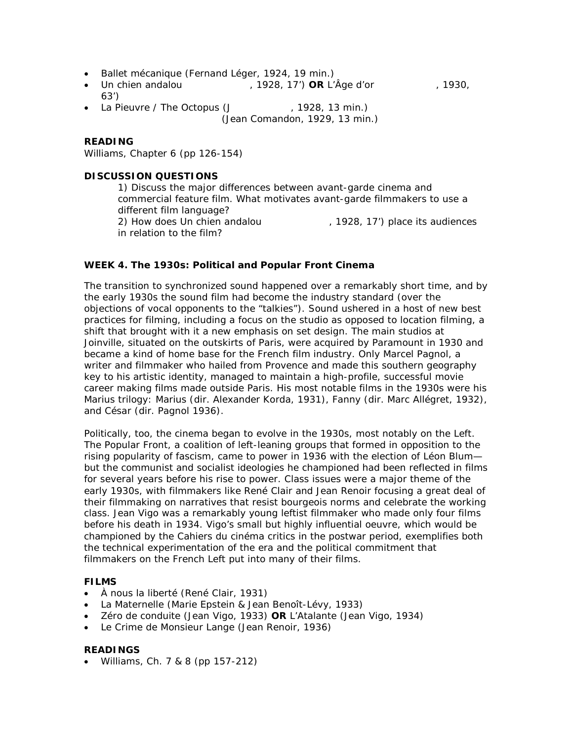- Ballet mécanique (Fernand Léger, 1924, 19 min.)
- Un chien andalou , 1928, 17') **OR** L'Âge d'or , 1930, 63')
- La Pieuvre / The Octopus (J , 1928, 13 min.)
  (Jean Comandon, 1929, 13 min.)

**READING**
Williams, Chapter 6 (pp 126-154)

**DISCUSSION QUESTIONS**

1) Discuss the major differences between avant-garde cinema and commercial feature film. What motivates avant-garde filmmakers to use a different film language?
2) How does Un chien andalou , 1928, 17') place its audiences in relation to the film?

**WEEK 4. The 1930s: Political and Popular Front Cinema**

The transition to synchronized sound happened over a remarkably short time, and by the early 1930s the sound film had become the industry standard (over the objections of vocal opponents to the "talkies"). Sound ushered in a host of new best practices for filming, including a focus on the studio as opposed to location filming, a shift that brought with it a new emphasis on set design. The main studios at Joinville, situated on the outskirts of Paris, were acquired by Paramount in 1930 and became a kind of home base for the French film industry. Only Marcel Pagnol, a writer and filmmaker who hailed from Provence and made this southern geography key to his artistic identity, managed to maintain a high-profile, successful movie career making films made outside Paris. His most notable films in the 1930s were his Marius trilogy: Marius (dir. Alexander Korda, 1931), Fanny (dir. Marc Allégret, 1932), and César (dir. Pagnol 1936).

Politically, too, the cinema began to evolve in the 1930s, most notably on the Left. The Popular Front, a coalition of left-leaning groups that formed in opposition to the rising popularity of fascism, came to power in 1936 with the election of Léon Blum—but the communist and socialist ideologies he championed had been reflected in films for several years before his rise to power. Class issues were a major theme of the early 1930s, with filmmakers like René Clair and Jean Renoir focusing a great deal of their filmmaking on narratives that resist bourgeois norms and celebrate the working class. Jean Vigo was a remarkably young leftist filmmaker who made only four films before his death in 1934. Vigo's small but highly influential oeuvre, which would be championed by the Cahiers du cinéma critics in the postwar period, exemplifies both the technical experimentation of the era and the political commitment that filmmakers on the French Left put into many of their films.

**FILMS**

- À nous la liberté (René Clair, 1931)
- La Maternelle (Marie Epstein & Jean Benoît-Lévy, 1933)
- Zéro de conduite (Jean Vigo, 1933) **OR** L'Atalante (Jean Vigo, 1934)
- Le Crime de Monsieur Lange (Jean Renoir, 1936)

**READINGS**

- Williams, Ch. 7 & 8 (pp 157-212)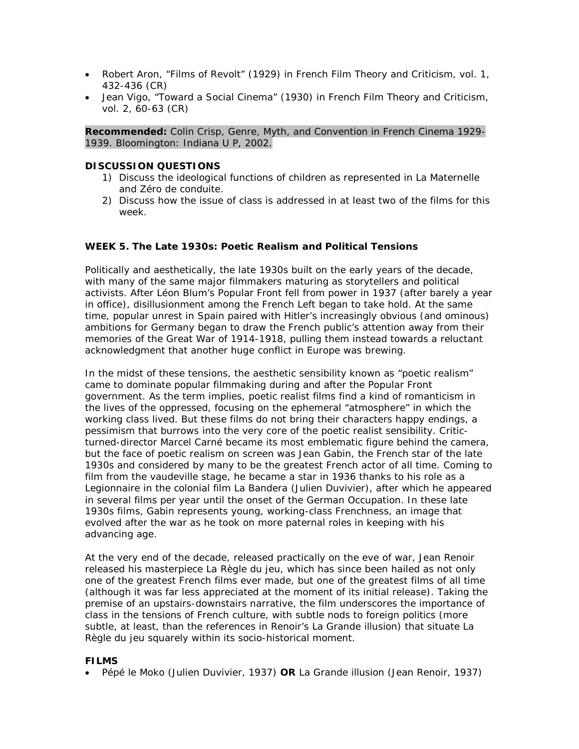- Robert Aron, "Films of Revolt" (1929) in French Film Theory and Criticism, vol. 1, 432-436 (CR)
- Jean Vigo, "Toward a Social Cinema" (1930) in French Film Theory and Criticism, vol. 2, 60-63 (CR)

**Recommended:** Colin Crisp, Genre, Myth, and Convention in French Cinema 1929-1939. Bloomington: Indiana U P, 2002.

**DISCUSSION QUESTIONS**

1) Discuss the ideological functions of children as represented in La Maternelle and Zéro de conduite.
2) Discuss how the issue of class is addressed in at least two of the films for this week.

**WEEK 5. The Late 1930s: Poetic Realism and Political Tensions**

Politically and aesthetically, the late 1930s built on the early years of the decade, with many of the same major filmmakers maturing as storytellers and political activists. After Léon Blum's Popular Front fell from power in 1937 (after barely a year in office), disillusionment among the French Left began to take hold. At the same time, popular unrest in Spain paired with Hitler's increasingly obvious (and ominous) ambitions for Germany began to draw the French public's attention away from their memories of the Great War of 1914-1918, pulling them instead towards a reluctant acknowledgment that another huge conflict in Europe was brewing.

In the midst of these tensions, the aesthetic sensibility known as "poetic realism" came to dominate popular filmmaking during and after the Popular Front government. As the term implies, poetic realist films find a kind of romanticism in the lives of the oppressed, focusing on the ephemeral "atmosphere" in which the working class lived. But these films do not bring their characters happy endings, a pessimism that burrows into the very core of the poetic realist sensibility. Critic-turned-director Marcel Carné became its most emblematic figure behind the camera, but the face of poetic realism on screen was Jean Gabin, the French star of the late 1930s and considered by many to be the greatest French actor of all time. Coming to film from the vaudeville stage, he became a star in 1936 thanks to his role as a Legionnaire in the colonial film La Bandera (Julien Duvivier), after which he appeared in several films per year until the onset of the German Occupation. In these late 1930s films, Gabin represents young, working-class Frenchness, an image that evolved after the war as he took on more paternal roles in keeping with his advancing age.

At the very end of the decade, released practically on the eve of war, Jean Renoir released his masterpiece La Règle du jeu, which has since been hailed as not only one of the greatest French films ever made, but one of the greatest films of all time (although it was far less appreciated at the moment of its initial release). Taking the premise of an upstairs-downstairs narrative, the film underscores the importance of class in the tensions of French culture, with subtle nods to foreign politics (more subtle, at least, than the references in Renoir's La Grande illusion) that situate La Règle du jeu squarely within its socio-historical moment.

**FILMS**

- Pépé le Moko (Julien Duvivier, 1937) **OR** La Grande illusion (Jean Renoir, 1937)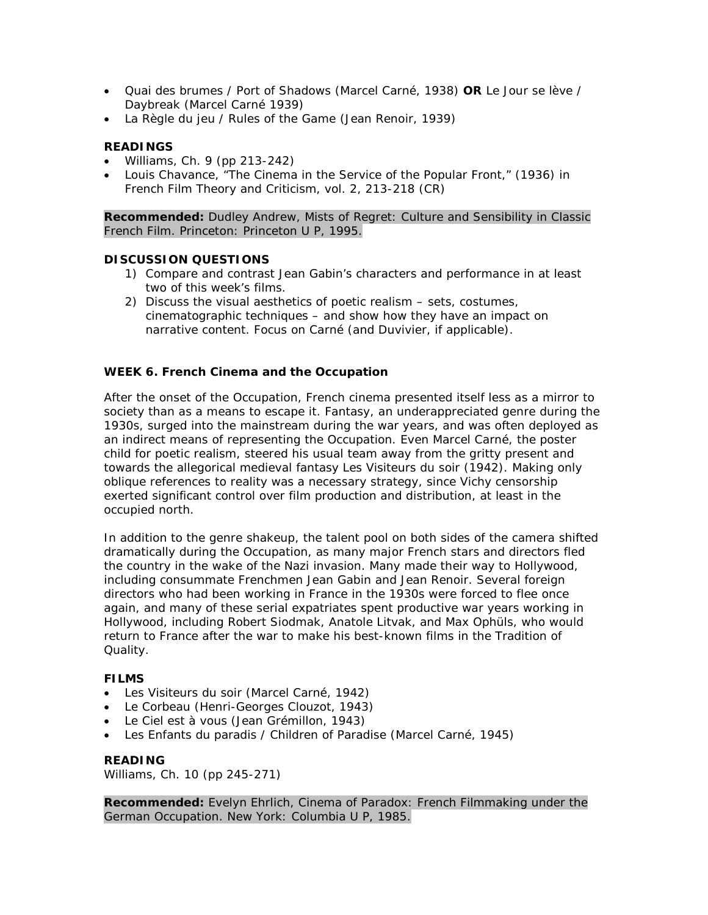- Quai des brumes / Port of Shadows (Marcel Carné, 1938) **OR** Le Jour se lève / Daybreak (Marcel Carné 1939)
- La Règle du jeu / Rules of the Game (Jean Renoir, 1939)

**READINGS**

- Williams, Ch. 9 (pp 213-242)
- Louis Chavance, "The Cinema in the Service of the Popular Front," (1936) in French Film Theory and Criticism, vol. 2, 213-218 (CR)

**Recommended:** Dudley Andrew, Mists of Regret: Culture and Sensibility in Classic French Film. Princeton: Princeton U P, 1995.

**DISCUSSION QUESTIONS**

1) Compare and contrast Jean Gabin's characters and performance in at least two of this week's films.
2) Discuss the visual aesthetics of poetic realism – sets, costumes, cinematographic techniques – and show how they have an impact on narrative content. Focus on Carné (and Duvivier, if applicable).

**WEEK 6. French Cinema and the Occupation**

After the onset of the Occupation, French cinema presented itself less as a mirror to society than as a means to escape it. Fantasy, an underappreciated genre during the 1930s, surged into the mainstream during the war years, and was often deployed as an indirect means of representing the Occupation. Even Marcel Carné, the poster child for poetic realism, steered his usual team away from the gritty present and towards the allegorical medieval fantasy Les Visiteurs du soir (1942). Making only oblique references to reality was a necessary strategy, since Vichy censorship exerted significant control over film production and distribution, at least in the occupied north.

In addition to the genre shakeup, the talent pool on both sides of the camera shifted dramatically during the Occupation, as many major French stars and directors fled the country in the wake of the Nazi invasion. Many made their way to Hollywood, including consummate Frenchmen Jean Gabin and Jean Renoir. Several foreign directors who had been working in France in the 1930s were forced to flee once again, and many of these serial expatriates spent productive war years working in Hollywood, including Robert Siodmak, Anatole Litvak, and Max Ophüls, who would return to France after the war to make his best-known films in the Tradition of Quality.

**FILMS**

- Les Visiteurs du soir (Marcel Carné, 1942)
- Le Corbeau (Henri-Georges Clouzot, 1943)
- Le Ciel est à vous (Jean Grémillon, 1943)
- Les Enfants du paradis / Children of Paradise (Marcel Carné, 1945)

**READING**

Williams, Ch. 10 (pp 245-271)

**Recommended:** Evelyn Ehrlich, Cinema of Paradox: French Filmmaking under the German Occupation. New York: Columbia U P, 1985.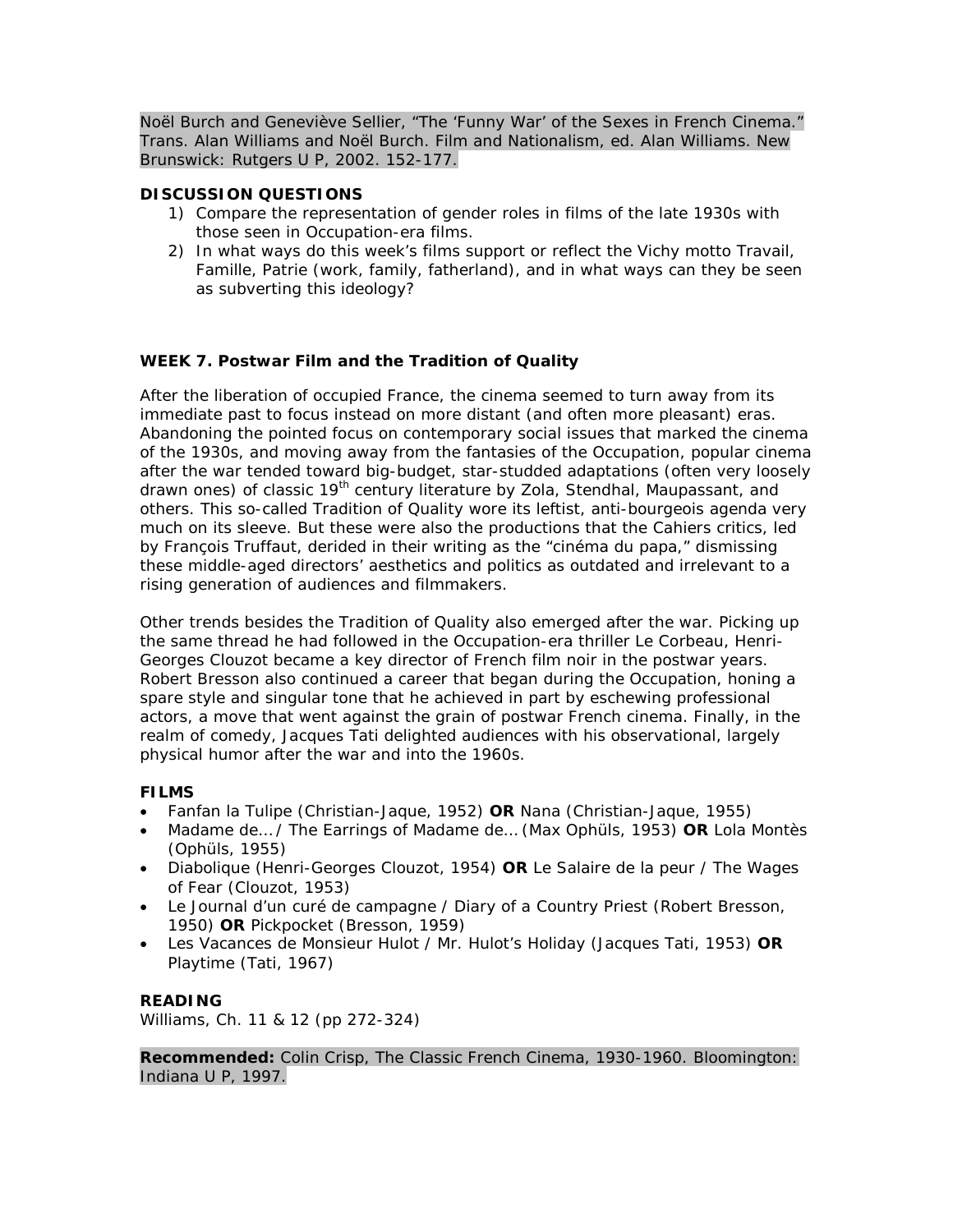Noël Burch and Geneviève Sellier, "The 'Funny War' of the Sexes in French Cinema." Trans. Alan Williams and Noël Burch. Film and Nationalism, ed. Alan Williams. New Brunswick: Rutgers U P, 2002. 152-177.

**DISCUSSION QUESTIONS**

1) Compare the representation of gender roles in films of the late 1930s with those seen in Occupation-era films.
2) In what ways do this week's films support or reflect the Vichy motto Travail, Famille, Patrie (work, family, fatherland), and in what ways can they be seen as subverting this ideology?

### WEEK 7. Postwar Film and the Tradition of Quality

After the liberation of occupied France, the cinema seemed to turn away from its immediate past to focus instead on more distant (and often more pleasant) eras. Abandoning the pointed focus on contemporary social issues that marked the cinema of the 1930s, and moving away from the fantasies of the Occupation, popular cinema after the war tended toward big-budget, star-studded adaptations (often very loosely drawn ones) of classic 19th century literature by Zola, Stendhal, Maupassant, and others. This so-called Tradition of Quality wore its leftist, anti-bourgeois agenda very much on its sleeve. But these were also the productions that the Cahiers critics, led by François Truffaut, derided in their writing as the "cinéma du papa," dismissing these middle-aged directors' aesthetics and politics as outdated and irrelevant to a rising generation of audiences and filmmakers.

Other trends besides the Tradition of Quality also emerged after the war. Picking up the same thread he had followed in the Occupation-era thriller Le Corbeau, Henri-Georges Clouzot became a key director of French film noir in the postwar years. Robert Bresson also continued a career that began during the Occupation, honing a spare style and singular tone that he achieved in part by eschewing professional actors, a move that went against the grain of postwar French cinema. Finally, in the realm of comedy, Jacques Tati delighted audiences with his observational, largely physical humor after the war and into the 1960s.

**FILMS**

- Fanfan la Tulipe (Christian-Jaque, 1952) **OR** Nana (Christian-Jaque, 1955)
- Madame de… / The Earrings of Madame de… (Max Ophüls, 1953) **OR** Lola Montès (Ophüls, 1955)
- Diabolique (Henri-Georges Clouzot, 1954) **OR** Le Salaire de la peur / The Wages of Fear (Clouzot, 1953)
- Le Journal d'un curé de campagne / Diary of a Country Priest (Robert Bresson, 1950) **OR** Pickpocket (Bresson, 1959)
- Les Vacances de Monsieur Hulot / Mr. Hulot's Holiday (Jacques Tati, 1953) **OR** Playtime (Tati, 1967)

**READING**

Williams, Ch. 11 & 12 (pp 272-324)

**Recommended:** Colin Crisp, The Classic French Cinema, 1930-1960. Bloomington: Indiana U P, 1997.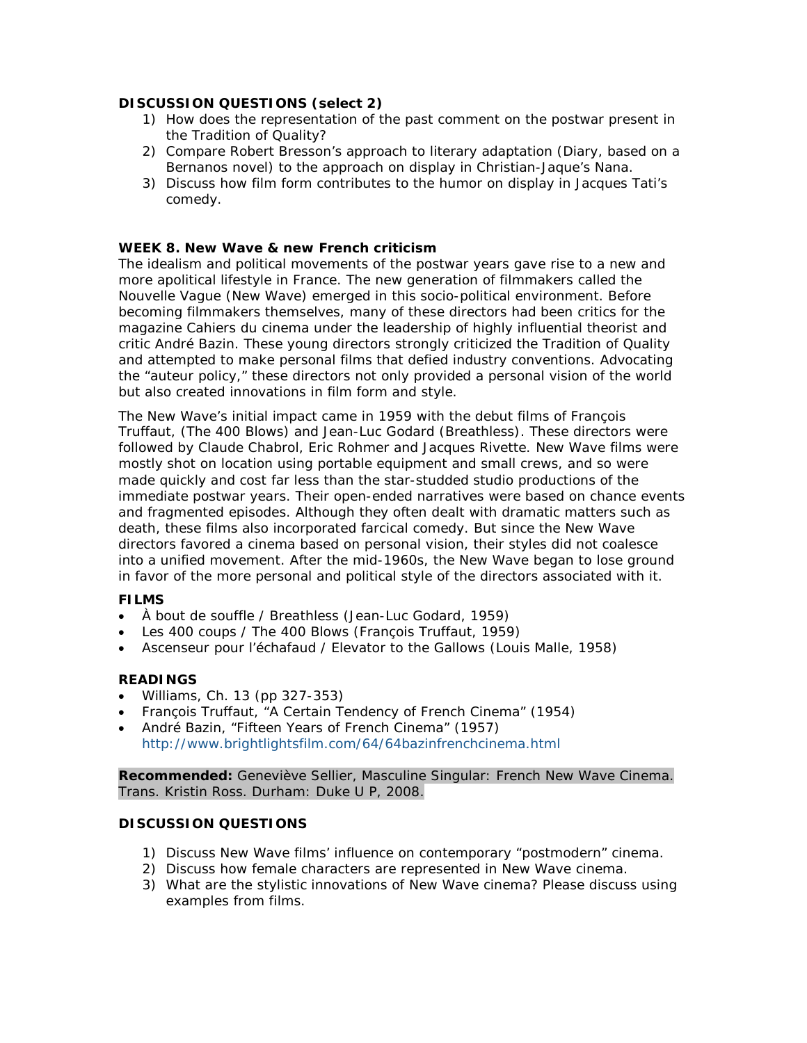**DISCUSSION QUESTIONS (select 2)**

1) How does the representation of the past comment on the postwar present in the Tradition of Quality?
2) Compare Robert Bresson's approach to literary adaptation (Diary, based on a Bernanos novel) to the approach on display in Christian-Jaque's Nana.
3) Discuss how film form contributes to the humor on display in Jacques Tati's comedy.

### WEEK 8. New Wave & new French criticism

The idealism and political movements of the postwar years gave rise to a new and more apolitical lifestyle in France. The new generation of filmmakers called the Nouvelle Vague (New Wave) emerged in this socio-political environment. Before becoming filmmakers themselves, many of these directors had been critics for the magazine Cahiers du cinema under the leadership of highly influential theorist and critic André Bazin. These young directors strongly criticized the Tradition of Quality and attempted to make personal films that defied industry conventions. Advocating the "auteur policy," these directors not only provided a personal vision of the world but also created innovations in film form and style.

The New Wave's initial impact came in 1959 with the debut films of François Truffaut, (The 400 Blows) and Jean-Luc Godard (Breathless). These directors were followed by Claude Chabrol, Eric Rohmer and Jacques Rivette. New Wave films were mostly shot on location using portable equipment and small crews, and so were made quickly and cost far less than the star-studded studio productions of the immediate postwar years. Their open-ended narratives were based on chance events and fragmented episodes. Although they often dealt with dramatic matters such as death, these films also incorporated farcical comedy. But since the New Wave directors favored a cinema based on personal vision, their styles did not coalesce into a unified movement. After the mid-1960s, the New Wave began to lose ground in favor of the more personal and political style of the directors associated with it.

**FILMS**

- À bout de souffle / Breathless (Jean-Luc Godard, 1959)
- Les 400 coups / The 400 Blows (François Truffaut, 1959)
- Ascenseur pour l'échafaud / Elevator to the Gallows (Louis Malle, 1958)

**READINGS**

- Williams, Ch. 13 (pp 327-353)
- François Truffaut, "A Certain Tendency of French Cinema" (1954)
- André Bazin, "Fifteen Years of French Cinema" (1957) http://www.brightlightsfilm.com/64/64bazinfrenchcinema.html

**Recommended:** Geneviève Sellier, Masculine Singular: French New Wave Cinema. Trans. Kristin Ross. Durham: Duke U P, 2008.

**DISCUSSION QUESTIONS**

1) Discuss New Wave films' influence on contemporary "postmodern" cinema.
2) Discuss how female characters are represented in New Wave cinema.
3) What are the stylistic innovations of New Wave cinema? Please discuss using examples from films.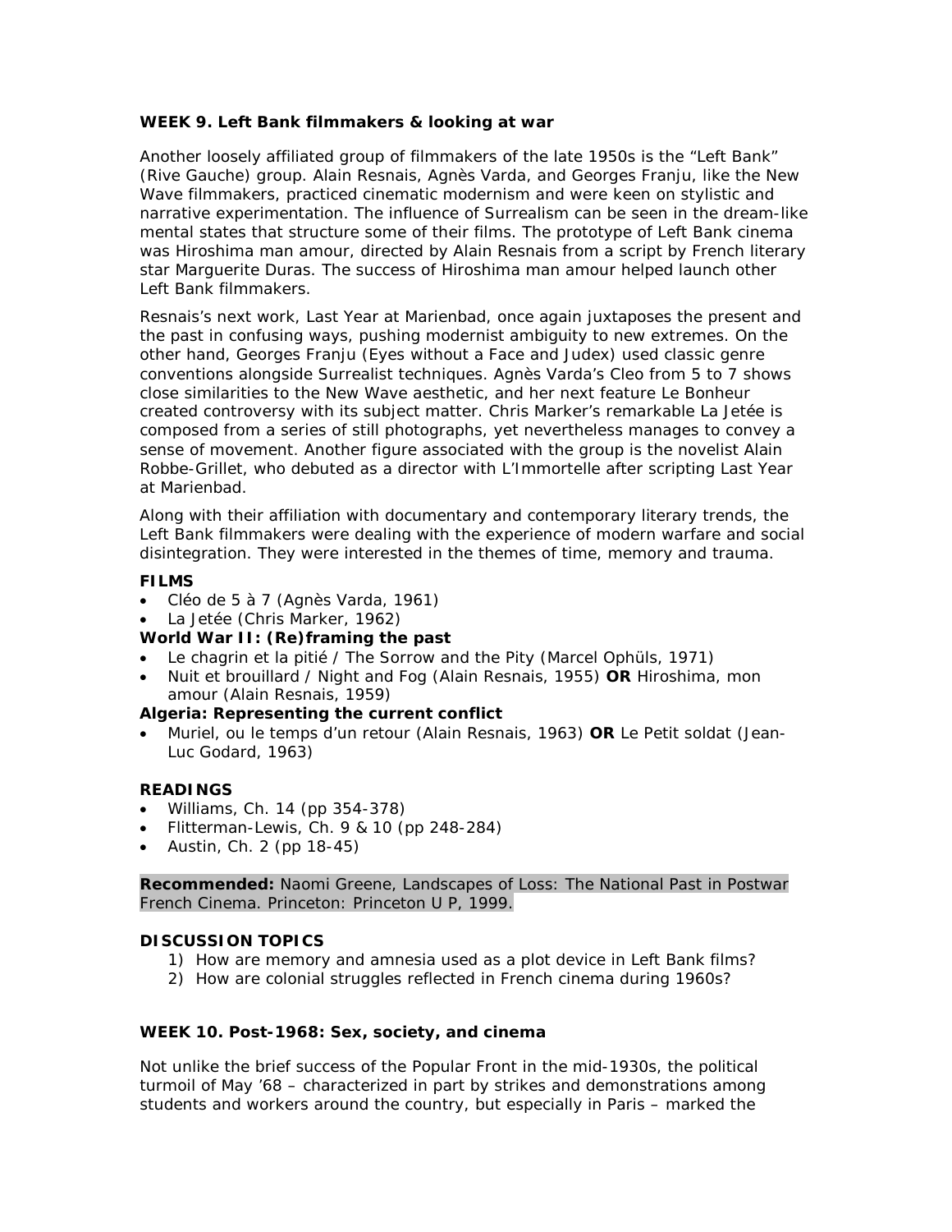## WEEK 9. Left Bank filmmakers & looking at war

Another loosely affiliated group of filmmakers of the late 1950s is the "Left Bank" (Rive Gauche) group. Alain Resnais, Agnès Varda, and Georges Franju, like the New Wave filmmakers, practiced cinematic modernism and were keen on stylistic and narrative experimentation. The influence of Surrealism can be seen in the dream-like mental states that structure some of their films. The prototype of Left Bank cinema was Hiroshima man amour, directed by Alain Resnais from a script by French literary star Marguerite Duras. The success of Hiroshima man amour helped launch other Left Bank filmmakers.

Resnais's next work, Last Year at Marienbad, once again juxtaposes the present and the past in confusing ways, pushing modernist ambiguity to new extremes. On the other hand, Georges Franju (Eyes without a Face and Judex) used classic genre conventions alongside Surrealist techniques. Agnès Varda's Cleo from 5 to 7 shows close similarities to the New Wave aesthetic, and her next feature Le Bonheur created controversy with its subject matter. Chris Marker's remarkable La Jetée is composed from a series of still photographs, yet nevertheless manages to convey a sense of movement. Another figure associated with the group is the novelist Alain Robbe-Grillet, who debuted as a director with L'Immortelle after scripting Last Year at Marienbad.

Along with their affiliation with documentary and contemporary literary trends, the Left Bank filmmakers were dealing with the experience of modern warfare and social disintegration. They were interested in the themes of time, memory and trauma.

### FILMS

- Cléo de 5 à 7 (Agnès Varda, 1961)
- La Jetée (Chris Marker, 1962)

**World War II: (Re)framing the past**

- Le chagrin et la pitié / The Sorrow and the Pity (Marcel Ophüls, 1971)
- Nuit et brouillard / Night and Fog (Alain Resnais, 1955) **OR** Hiroshima, mon amour (Alain Resnais, 1959)

**Algeria: Representing the current conflict**

- Muriel, ou le temps d'un retour (Alain Resnais, 1963) **OR** Le Petit soldat (Jean-Luc Godard, 1963)

### READINGS

- Williams, Ch. 14 (pp 354-378)
- Flitterman-Lewis, Ch. 9 & 10 (pp 248-284)
- Austin, Ch. 2 (pp 18-45)

**Recommended:** Naomi Greene, Landscapes of Loss: The National Past in Postwar French Cinema. Princeton: Princeton U P, 1999.

### DISCUSSION TOPICS

1) How are memory and amnesia used as a plot device in Left Bank films?
2) How are colonial struggles reflected in French cinema during 1960s?

## WEEK 10. Post-1968: Sex, society, and cinema

Not unlike the brief success of the Popular Front in the mid-1930s, the political turmoil of May '68 – characterized in part by strikes and demonstrations among students and workers around the country, but especially in Paris – marked the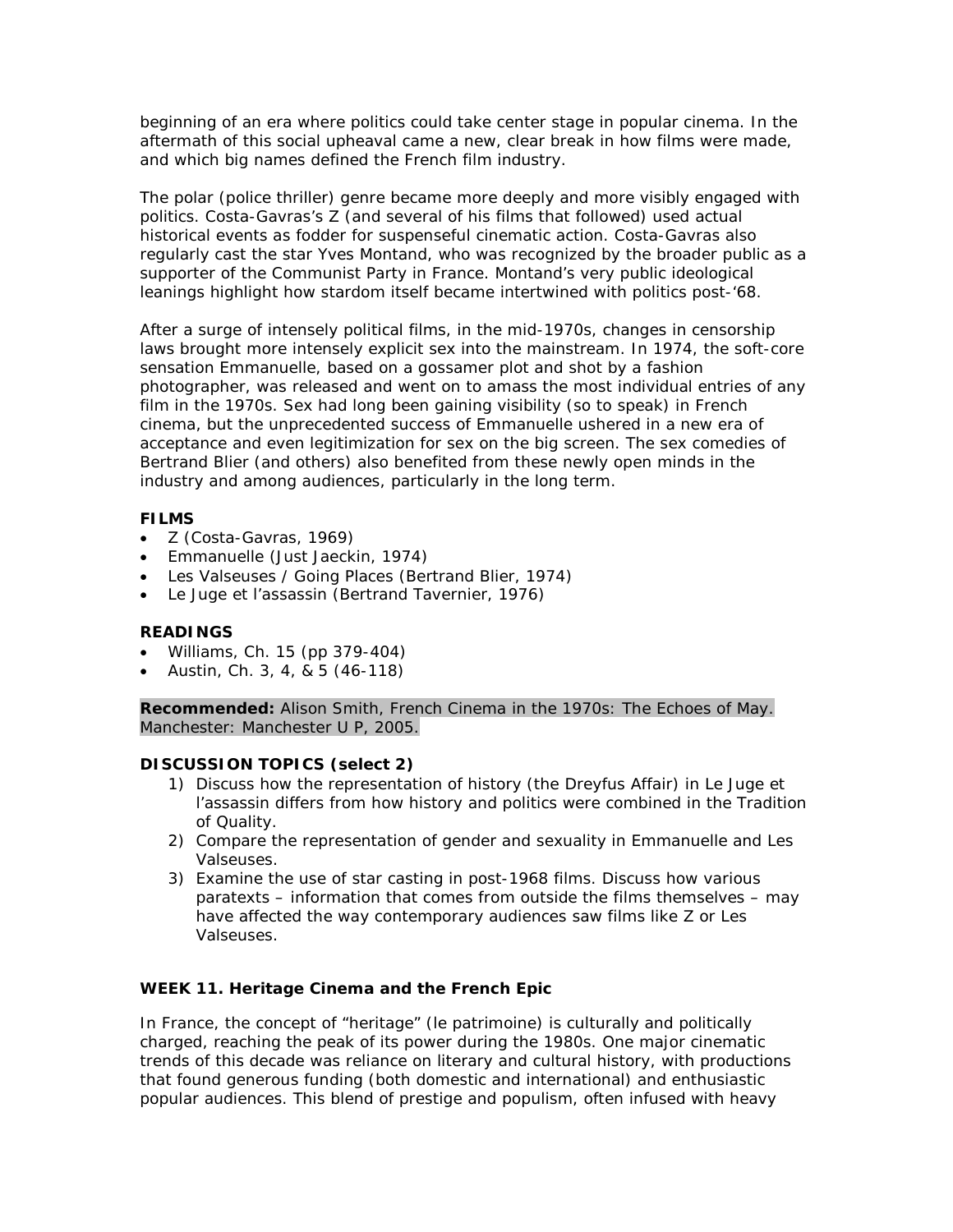beginning of an era where politics could take center stage in popular cinema. In the aftermath of this social upheaval came a new, clear break in how films were made, and which big names defined the French film industry.

The polar (police thriller) genre became more deeply and more visibly engaged with politics. Costa-Gavras's Z (and several of his films that followed) used actual historical events as fodder for suspenseful cinematic action. Costa-Gavras also regularly cast the star Yves Montand, who was recognized by the broader public as a supporter of the Communist Party in France. Montand's very public ideological leanings highlight how stardom itself became intertwined with politics post-'68.

After a surge of intensely political films, in the mid-1970s, changes in censorship laws brought more intensely explicit sex into the mainstream. In 1974, the soft-core sensation Emmanuelle, based on a gossamer plot and shot by a fashion photographer, was released and went on to amass the most individual entries of any film in the 1970s. Sex had long been gaining visibility (so to speak) in French cinema, but the unprecedented success of Emmanuelle ushered in a new era of acceptance and even legitimization for sex on the big screen. The sex comedies of Bertrand Blier (and others) also benefited from these newly open minds in the industry and among audiences, particularly in the long term.

**FILMS**

- Z (Costa-Gavras, 1969)
- Emmanuelle (Just Jaeckin, 1974)
- Les Valseuses / Going Places (Bertrand Blier, 1974)
- Le Juge et l'assassin (Bertrand Tavernier, 1976)

**READINGS**

- Williams, Ch. 15 (pp 379-404)
- Austin, Ch. 3, 4, & 5 (46-118)

**Recommended:** Alison Smith, French Cinema in the 1970s: The Echoes of May. Manchester: Manchester U P, 2005.

**DISCUSSION TOPICS (select 2)**

1) Discuss how the representation of history (the Dreyfus Affair) in Le Juge et l'assassin differs from how history and politics were combined in the Tradition of Quality.
2) Compare the representation of gender and sexuality in Emmanuelle and Les Valseuses.
3) Examine the use of star casting in post-1968 films. Discuss how various paratexts – information that comes from outside the films themselves – may have affected the way contemporary audiences saw films like Z or Les Valseuses.

### WEEK 11. Heritage Cinema and the French Epic

In France, the concept of "heritage" (le patrimoine) is culturally and politically charged, reaching the peak of its power during the 1980s. One major cinematic trends of this decade was reliance on literary and cultural history, with productions that found generous funding (both domestic and international) and enthusiastic popular audiences. This blend of prestige and populism, often infused with heavy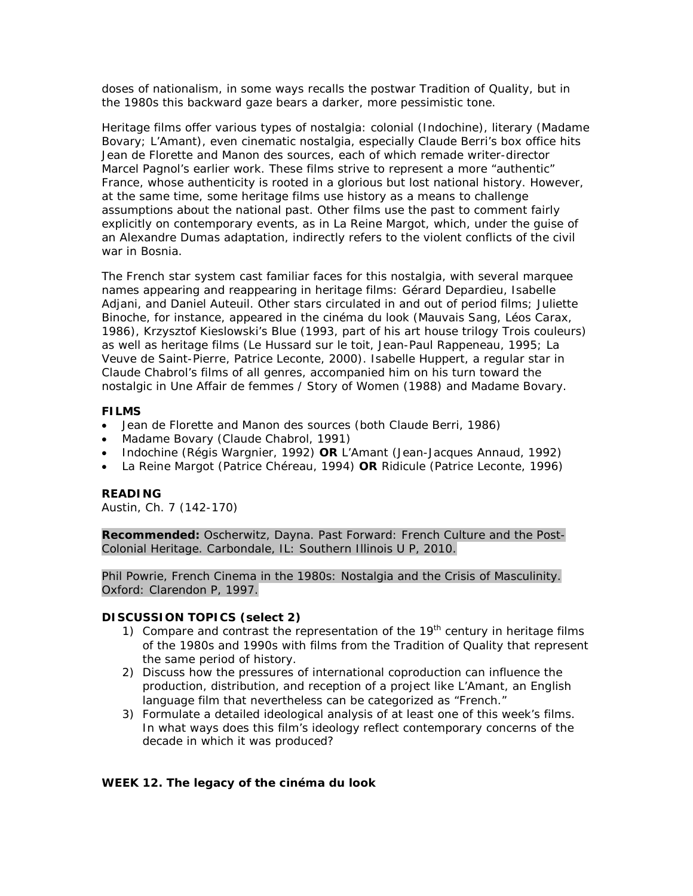doses of nationalism, in some ways recalls the postwar Tradition of Quality, but in the 1980s this backward gaze bears a darker, more pessimistic tone.

Heritage films offer various types of nostalgia: colonial (Indochine), literary (Madame Bovary; L'Amant), even cinematic nostalgia, especially Claude Berri's box office hits Jean de Florette and Manon des sources, each of which remade writer-director Marcel Pagnol's earlier work. These films strive to represent a more "authentic" France, whose authenticity is rooted in a glorious but lost national history. However, at the same time, some heritage films use history as a means to challenge assumptions about the national past. Other films use the past to comment fairly explicitly on contemporary events, as in La Reine Margot, which, under the guise of an Alexandre Dumas adaptation, indirectly refers to the violent conflicts of the civil war in Bosnia.

The French star system cast familiar faces for this nostalgia, with several marquee names appearing and reappearing in heritage films: Gérard Depardieu, Isabelle Adjani, and Daniel Auteuil. Other stars circulated in and out of period films; Juliette Binoche, for instance, appeared in the cinéma du look (Mauvais Sang, Léos Carax, 1986), Krzysztof Kieslowski's Blue (1993, part of his art house trilogy Trois couleurs) as well as heritage films (Le Hussard sur le toit, Jean-Paul Rappeneau, 1995; La Veuve de Saint-Pierre, Patrice Leconte, 2000). Isabelle Huppert, a regular star in Claude Chabrol's films of all genres, accompanied him on his turn toward the nostalgic in Une Affair de femmes / Story of Women (1988) and Madame Bovary.

**FILMS**

- Jean de Florette and Manon des sources (both Claude Berri, 1986)
- Madame Bovary (Claude Chabrol, 1991)
- Indochine (Régis Wargnier, 1992) **OR** L'Amant (Jean-Jacques Annaud, 1992)
- La Reine Margot (Patrice Chéreau, 1994) **OR** Ridicule (Patrice Leconte, 1996)

**READING**

Austin, Ch. 7 (142-170)

**Recommended:** Oscherwitz, Dayna. Past Forward: French Culture and the Post-Colonial Heritage. Carbondale, IL: Southern Illinois U P, 2010.

Phil Powrie, French Cinema in the 1980s: Nostalgia and the Crisis of Masculinity. Oxford: Clarendon P, 1997.

**DISCUSSION TOPICS (select 2)**

1) Compare and contrast the representation of the 19th century in heritage films of the 1980s and 1990s with films from the Tradition of Quality that represent the same period of history.
2) Discuss how the pressures of international coproduction can influence the production, distribution, and reception of a project like L'Amant, an English language film that nevertheless can be categorized as "French."
3) Formulate a detailed ideological analysis of at least one of this week's films. In what ways does this film's ideology reflect contemporary concerns of the decade in which it was produced?

**WEEK 12. The legacy of the cinéma du look**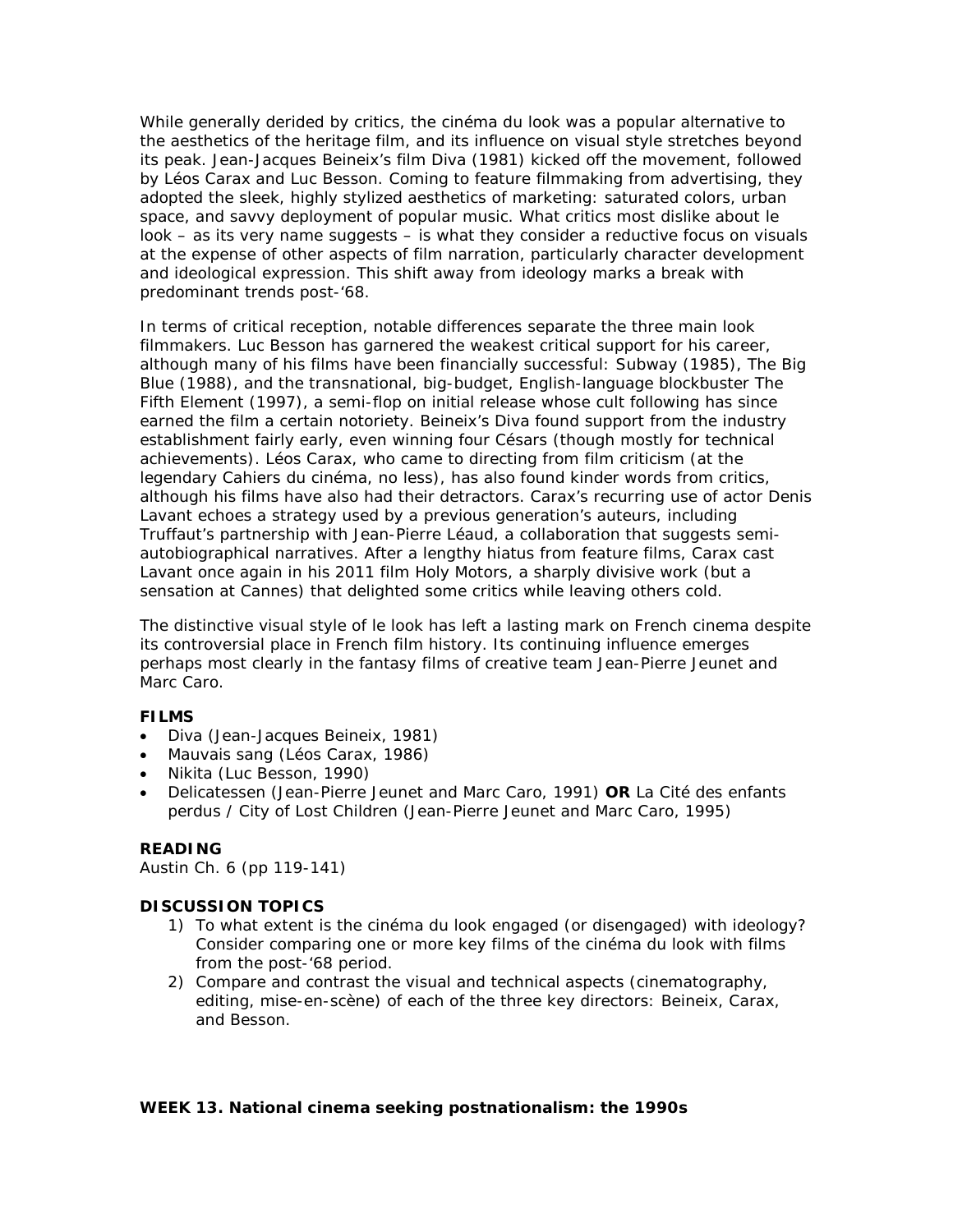While generally derided by critics, the cinéma du look was a popular alternative to the aesthetics of the heritage film, and its influence on visual style stretches beyond its peak. Jean-Jacques Beineix's film Diva (1981) kicked off the movement, followed by Léos Carax and Luc Besson. Coming to feature filmmaking from advertising, they adopted the sleek, highly stylized aesthetics of marketing: saturated colors, urban space, and savvy deployment of popular music. What critics most dislike about le look – as its very name suggests – is what they consider a reductive focus on visuals at the expense of other aspects of film narration, particularly character development and ideological expression. This shift away from ideology marks a break with predominant trends post-'68.

In terms of critical reception, notable differences separate the three main look filmmakers. Luc Besson has garnered the weakest critical support for his career, although many of his films have been financially successful: Subway (1985), The Big Blue (1988), and the transnational, big-budget, English-language blockbuster The Fifth Element (1997), a semi-flop on initial release whose cult following has since earned the film a certain notoriety. Beineix's Diva found support from the industry establishment fairly early, even winning four Césars (though mostly for technical achievements). Léos Carax, who came to directing from film criticism (at the legendary Cahiers du cinéma, no less), has also found kinder words from critics, although his films have also had their detractors. Carax's recurring use of actor Denis Lavant echoes a strategy used by a previous generation's auteurs, including Truffaut's partnership with Jean-Pierre Léaud, a collaboration that suggests semi-autobiographical narratives. After a lengthy hiatus from feature films, Carax cast Lavant once again in his 2011 film Holy Motors, a sharply divisive work (but a sensation at Cannes) that delighted some critics while leaving others cold.

The distinctive visual style of le look has left a lasting mark on French cinema despite its controversial place in French film history. Its continuing influence emerges perhaps most clearly in the fantasy films of creative team Jean-Pierre Jeunet and Marc Caro.

**FILMS**

- Diva (Jean-Jacques Beineix, 1981)
- Mauvais sang (Léos Carax, 1986)
- Nikita (Luc Besson, 1990)
- Delicatessen (Jean-Pierre Jeunet and Marc Caro, 1991) **OR** La Cité des enfants perdus / City of Lost Children (Jean-Pierre Jeunet and Marc Caro, 1995)

**READING**

Austin Ch. 6 (pp 119-141)

**DISCUSSION TOPICS**

1) To what extent is the cinéma du look engaged (or disengaged) with ideology? Consider comparing one or more key films of the cinéma du look with films from the post-'68 period.
2) Compare and contrast the visual and technical aspects (cinematography, editing, mise-en-scène) of each of the three key directors: Beineix, Carax, and Besson.

**WEEK 13. National cinema seeking postnationalism: the 1990s**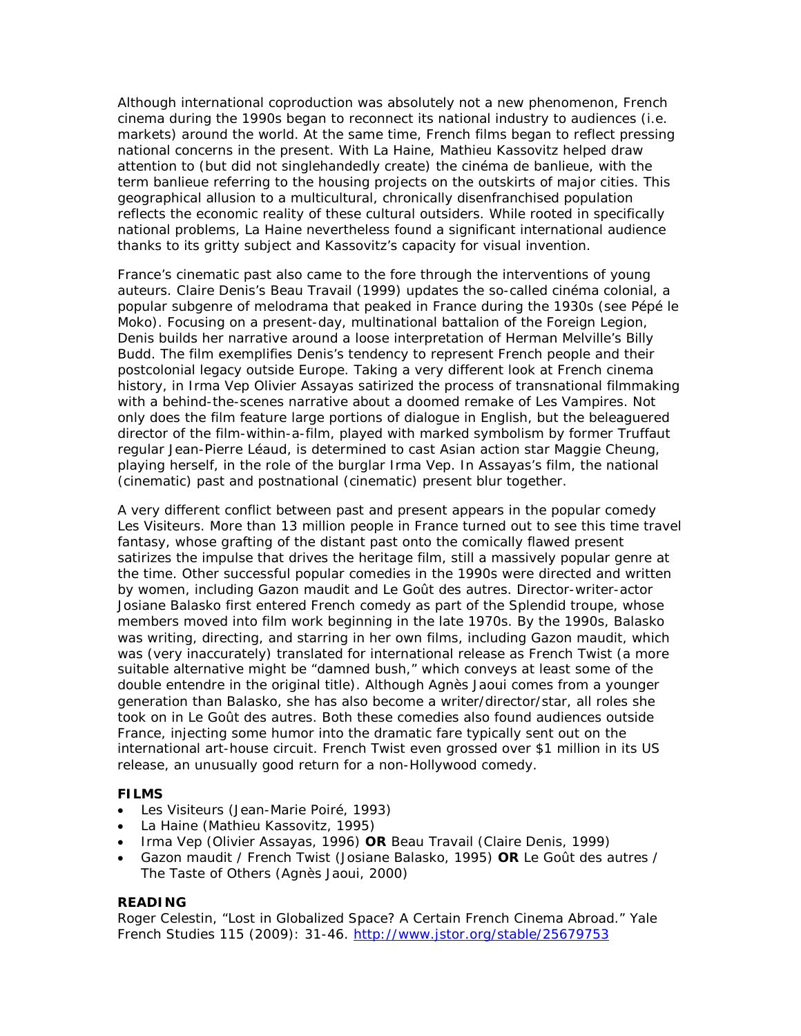Although international coproduction was absolutely not a new phenomenon, French cinema during the 1990s began to reconnect its national industry to audiences (i.e. markets) around the world. At the same time, French films began to reflect pressing national concerns in the present. With La Haine, Mathieu Kassovitz helped draw attention to (but did not singlehandedly create) the cinéma de banlieue, with the term banlieue referring to the housing projects on the outskirts of major cities. This geographical allusion to a multicultural, chronically disenfranchised population reflects the economic reality of these cultural outsiders. While rooted in specifically national problems, La Haine nevertheless found a significant international audience thanks to its gritty subject and Kassovitz's capacity for visual invention.

France's cinematic past also came to the fore through the interventions of young auteurs. Claire Denis's Beau Travail (1999) updates the so-called cinéma colonial, a popular subgenre of melodrama that peaked in France during the 1930s (see Pépé le Moko). Focusing on a present-day, multinational battalion of the Foreign Legion, Denis builds her narrative around a loose interpretation of Herman Melville's Billy Budd. The film exemplifies Denis's tendency to represent French people and their postcolonial legacy outside Europe. Taking a very different look at French cinema history, in Irma Vep Olivier Assayas satirized the process of transnational filmmaking with a behind-the-scenes narrative about a doomed remake of Les Vampires. Not only does the film feature large portions of dialogue in English, but the beleaguered director of the film-within-a-film, played with marked symbolism by former Truffaut regular Jean-Pierre Léaud, is determined to cast Asian action star Maggie Cheung, playing herself, in the role of the burglar Irma Vep. In Assayas's film, the national (cinematic) past and postnational (cinematic) present blur together.

A very different conflict between past and present appears in the popular comedy Les Visiteurs. More than 13 million people in France turned out to see this time travel fantasy, whose grafting of the distant past onto the comically flawed present satirizes the impulse that drives the heritage film, still a massively popular genre at the time. Other successful popular comedies in the 1990s were directed and written by women, including Gazon maudit and Le Goût des autres. Director-writer-actor Josiane Balasko first entered French comedy as part of the Splendid troupe, whose members moved into film work beginning in the late 1970s. By the 1990s, Balasko was writing, directing, and starring in her own films, including Gazon maudit, which was (very inaccurately) translated for international release as French Twist (a more suitable alternative might be "damned bush," which conveys at least some of the double entendre in the original title). Although Agnès Jaoui comes from a younger generation than Balasko, she has also become a writer/director/star, all roles she took on in Le Goût des autres. Both these comedies also found audiences outside France, injecting some humor into the dramatic fare typically sent out on the international art-house circuit. French Twist even grossed over $1 million in its US release, an unusually good return for a non-Hollywood comedy.

### FILMS

- Les Visiteurs (Jean-Marie Poiré, 1993)
- La Haine (Mathieu Kassovitz, 1995)
- Irma Vep (Olivier Assayas, 1996) **OR** Beau Travail (Claire Denis, 1999)
- Gazon maudit / French Twist (Josiane Balasko, 1995) **OR** Le Goût des autres / The Taste of Others (Agnès Jaoui, 2000)

### READING

Roger Celestin, "Lost in Globalized Space? A Certain French Cinema Abroad." Yale French Studies 115 (2009): 31-46. http://www.jstor.org/stable/25679753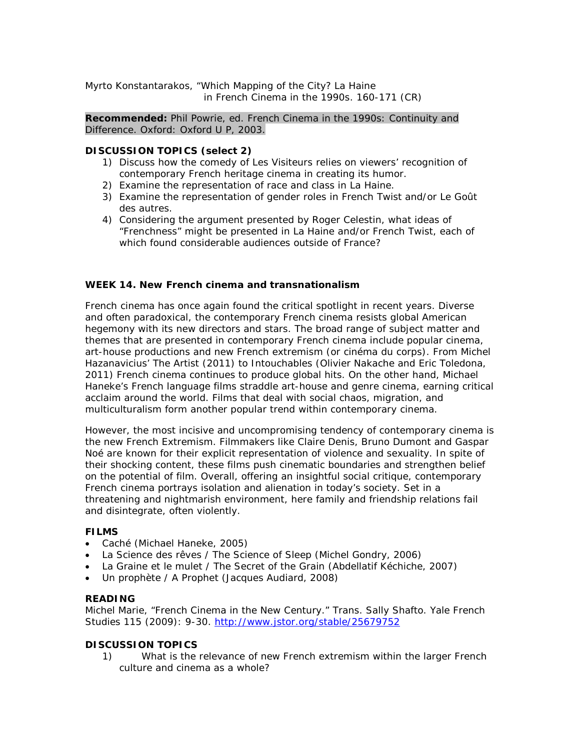Myrto Konstantarakos, "Which Mapping of the City? La Haine in French Cinema in the 1990s. 160-171 (CR)

**Recommended:** Phil Powrie, ed. French Cinema in the 1990s: Continuity and Difference. Oxford: Oxford U P, 2003.

**DISCUSSION TOPICS (select 2)**

1) Discuss how the comedy of Les Visiteurs relies on viewers' recognition of contemporary French heritage cinema in creating its humor.
2) Examine the representation of race and class in La Haine.
3) Examine the representation of gender roles in French Twist and/or Le Goût des autres.
4) Considering the argument presented by Roger Celestin, what ideas of "Frenchness" might be presented in La Haine and/or French Twist, each of which found considerable audiences outside of France?

## WEEK 14. New French cinema and transnationalism

French cinema has once again found the critical spotlight in recent years. Diverse and often paradoxical, the contemporary French cinema resists global American hegemony with its new directors and stars. The broad range of subject matter and themes that are presented in contemporary French cinema include popular cinema, art-house productions and new French extremism (or cinéma du corps). From Michel Hazanavicius' The Artist (2011) to Intouchables (Olivier Nakache and Eric Toledona, 2011) French cinema continues to produce global hits. On the other hand, Michael Haneke's French language films straddle art-house and genre cinema, earning critical acclaim around the world. Films that deal with social chaos, migration, and multiculturalism form another popular trend within contemporary cinema.

However, the most incisive and uncompromising tendency of contemporary cinema is the new French Extremism. Filmmakers like Claire Denis, Bruno Dumont and Gaspar Noé are known for their explicit representation of violence and sexuality. In spite of their shocking content, these films push cinematic boundaries and strengthen belief on the potential of film. Overall, offering an insightful social critique, contemporary French cinema portrays isolation and alienation in today's society. Set in a threatening and nightmarish environment, here family and friendship relations fail and disintegrate, often violently.

**FILMS**

- Caché (Michael Haneke, 2005)
- La Science des rêves / The Science of Sleep (Michel Gondry, 2006)
- La Graine et le mulet / The Secret of the Grain (Abdellatif Kéchiche, 2007)
- Un prophète / A Prophet (Jacques Audiard, 2008)

**READING**

Michel Marie, "French Cinema in the New Century." Trans. Sally Shafto. Yale French Studies 115 (2009): 9-30. http://www.jstor.org/stable/25679752

**DISCUSSION TOPICS**

1) What is the relevance of new French extremism within the larger French culture and cinema as a whole?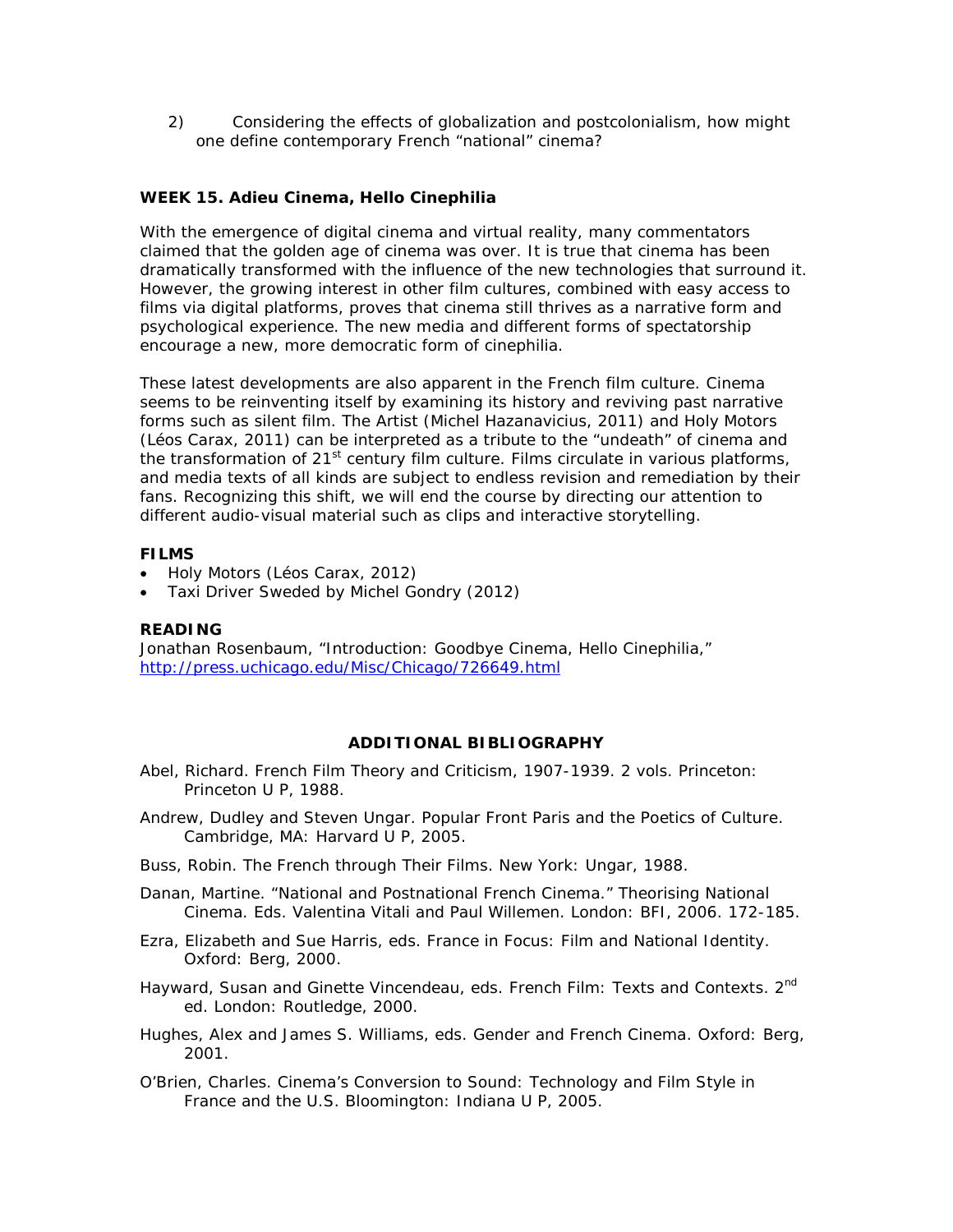2) Considering the effects of globalization and postcolonialism, how might one define contemporary French "national" cinema?

**WEEK 15. Adieu Cinema, Hello Cinephilia**

With the emergence of digital cinema and virtual reality, many commentators claimed that the golden age of cinema was over. It is true that cinema has been dramatically transformed with the influence of the new technologies that surround it. However, the growing interest in other film cultures, combined with easy access to films via digital platforms, proves that cinema still thrives as a narrative form and psychological experience. The new media and different forms of spectatorship encourage a new, more democratic form of cinephilia.

These latest developments are also apparent in the French film culture. Cinema seems to be reinventing itself by examining its history and reviving past narrative forms such as silent film. The Artist (Michel Hazanavicius, 2011) and Holy Motors (Léos Carax, 2011) can be interpreted as a tribute to the "undeath" of cinema and the transformation of 21st century film culture. Films circulate in various platforms, and media texts of all kinds are subject to endless revision and remediation by their fans. Recognizing this shift, we will end the course by directing our attention to different audio-visual material such as clips and interactive storytelling.

**FILMS**

- Holy Motors (Léos Carax, 2012)
- Taxi Driver Sweded by Michel Gondry (2012)

**READING**

Jonathan Rosenbaum, "Introduction: Goodbye Cinema, Hello Cinephilia," http://press.uchicago.edu/Misc/Chicago/726649.html

**ADDITIONAL BIBLIOGRAPHY**

Abel, Richard. French Film Theory and Criticism, 1907-1939. 2 vols. Princeton: Princeton U P, 1988.

Andrew, Dudley and Steven Ungar. Popular Front Paris and the Poetics of Culture. Cambridge, MA: Harvard U P, 2005.

Buss, Robin. The French through Their Films. New York: Ungar, 1988.

Danan, Martine. "National and Postnational French Cinema." Theorising National Cinema. Eds. Valentina Vitali and Paul Willemen. London: BFI, 2006. 172-185.

Ezra, Elizabeth and Sue Harris, eds. France in Focus: Film and National Identity. Oxford: Berg, 2000.

Hayward, Susan and Ginette Vincendeau, eds. French Film: Texts and Contexts. 2nd ed. London: Routledge, 2000.

Hughes, Alex and James S. Williams, eds. Gender and French Cinema. Oxford: Berg, 2001.

O'Brien, Charles. Cinema's Conversion to Sound: Technology and Film Style in France and the U.S. Bloomington: Indiana U P, 2005.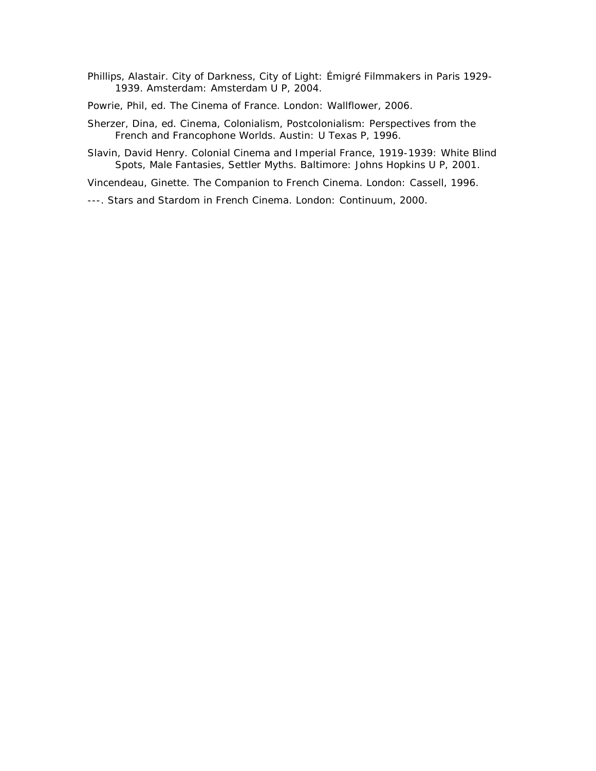Phillips, Alastair. City of Darkness, City of Light: Émigré Filmmakers in Paris 1929-1939. Amsterdam: Amsterdam U P, 2004.

Powrie, Phil, ed. The Cinema of France. London: Wallflower, 2006.

Sherzer, Dina, ed. Cinema, Colonialism, Postcolonialism: Perspectives from the French and Francophone Worlds. Austin: U Texas P, 1996.

Slavin, David Henry. Colonial Cinema and Imperial France, 1919-1939: White Blind Spots, Male Fantasies, Settler Myths. Baltimore: Johns Hopkins U P, 2001.

Vincendeau, Ginette. The Companion to French Cinema. London: Cassell, 1996.

---. Stars and Stardom in French Cinema. London: Continuum, 2000.